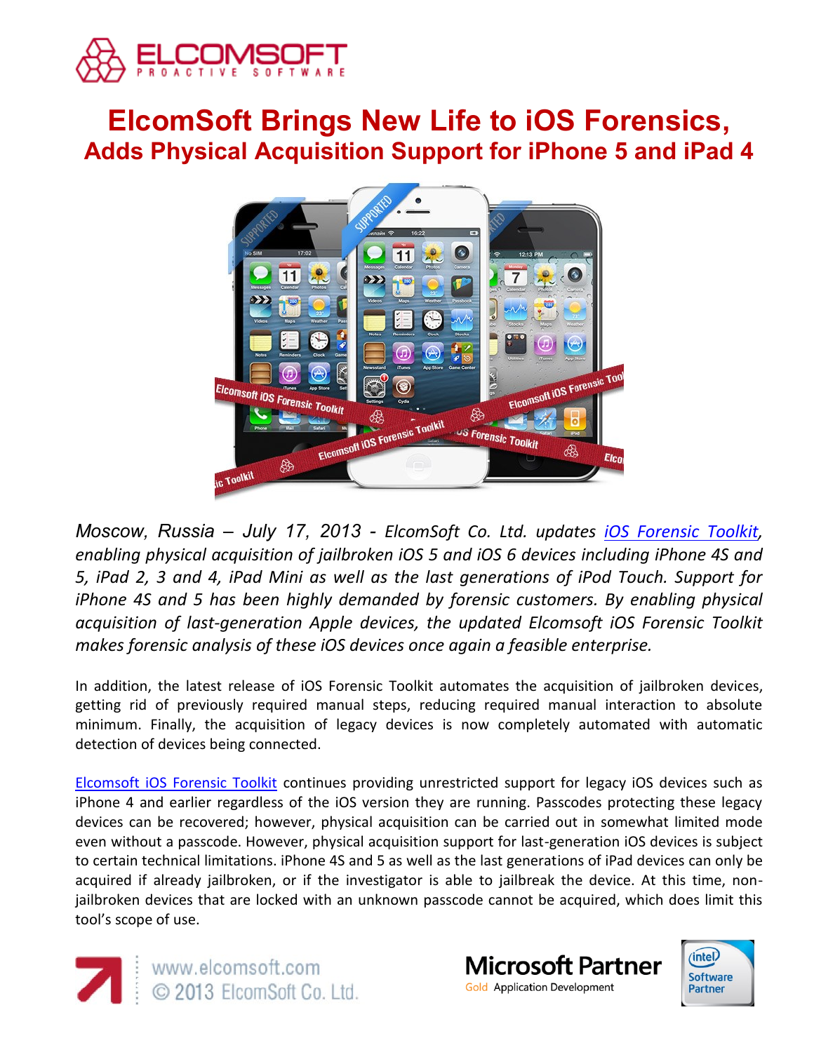# ElcomSoft Brings New Life to iOS Forensics,
## Adds Physical Acquisition Support for iPhone 5 and iPad 4

*Moscow, Russia – July 17, 2013 - ElcomSoft Co. Ltd. updates [iOS Forensic Toolkit](), enabling physical acquisition of jailbroken iOS 5 and iOS 6 devices including iPhone 4S and 5, iPad 2, 3 and 4, iPad Mini as well as the last generations of iPod Touch. Support for iPhone 4S and 5 has been highly demanded by forensic customers. By enabling physical acquisition of last-generation Apple devices, the updated Elcomsoft iOS Forensic Toolkit makes forensic analysis of these iOS devices once again a feasible enterprise.*

In addition, the latest release of iOS Forensic Toolkit automates the acquisition of jailbroken devices, getting rid of previously required manual steps, reducing required manual interaction to absolute minimum. Finally, the acquisition of legacy devices is now completely automated with automatic detection of devices being connected.

[Elcomsoft iOS Forensic Toolkit]() continues providing unrestricted support for legacy iOS devices such as iPhone 4 and earlier regardless of the iOS version they are running. Passcodes protecting these legacy devices can be recovered; however, physical acquisition can be carried out in somewhat limited mode even without a passcode. However, physical acquisition support for last-generation iOS devices is subject to certain technical limitations. iPhone 4S and 5 as well as the last generations of iPad devices can only be acquired if already jailbroken, or if the investigator is able to jailbreak the device. At this time, non-jailbroken devices that are locked with an unknown passcode cannot be acquired, which does limit this tool's scope of use.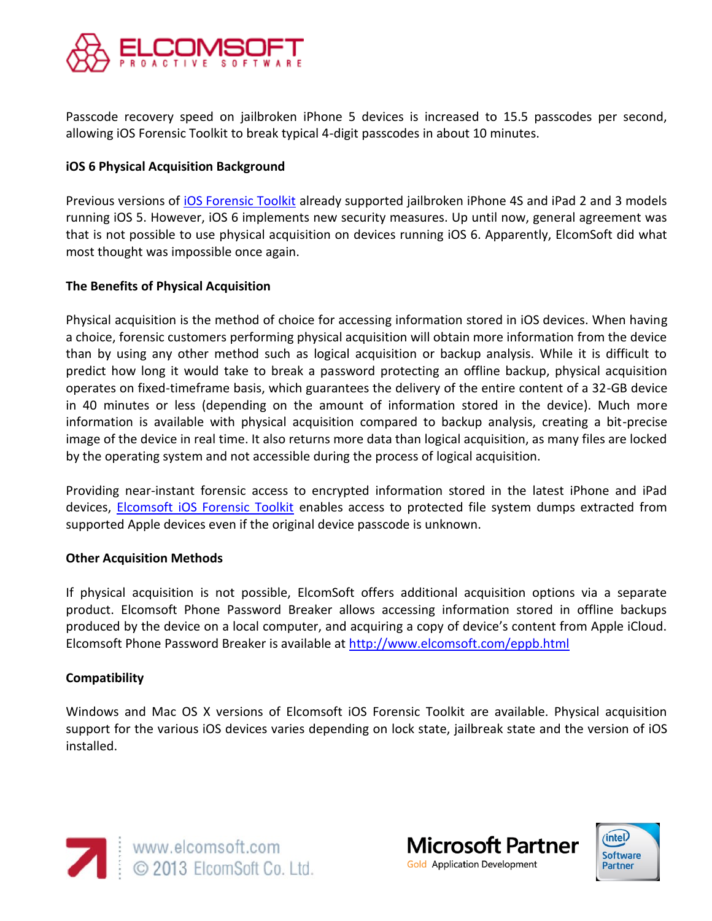Passcode recovery speed on jailbroken iPhone 5 devices is increased to 15.5 passcodes per second, allowing iOS Forensic Toolkit to break typical 4-digit passcodes in about 10 minutes.

**iOS 6 Physical Acquisition Background**

Previous versions of [iOS Forensic Toolkit]() already supported jailbroken iPhone 4S and iPad 2 and 3 models running iOS 5. However, iOS 6 implements new security measures. Up until now, general agreement was that is not possible to use physical acquisition on devices running iOS 6. Apparently, ElcomSoft did what most thought was impossible once again.

**The Benefits of Physical Acquisition**

Physical acquisition is the method of choice for accessing information stored in iOS devices. When having a choice, forensic customers performing physical acquisition will obtain more information from the device than by using any other method such as logical acquisition or backup analysis. While it is difficult to predict how long it would take to break a password protecting an offline backup, physical acquisition operates on fixed-timeframe basis, which guarantees the delivery of the entire content of a 32-GB device in 40 minutes or less (depending on the amount of information stored in the device). Much more information is available with physical acquisition compared to backup analysis, creating a bit-precise image of the device in real time. It also returns more data than logical acquisition, as many files are locked by the operating system and not accessible during the process of logical acquisition.

Providing near-instant forensic access to encrypted information stored in the latest iPhone and iPad devices, [Elcomsoft iOS Forensic Toolkit]() enables access to protected file system dumps extracted from supported Apple devices even if the original device passcode is unknown.

**Other Acquisition Methods**

If physical acquisition is not possible, ElcomSoft offers additional acquisition options via a separate product. Elcomsoft Phone Password Breaker allows accessing information stored in offline backups produced by the device on a local computer, and acquiring a copy of device's content from Apple iCloud. Elcomsoft Phone Password Breaker is available at [http://www.elcomsoft.com/eppb.html](http://www.elcomsoft.com/eppb.html)

**Compatibility**

Windows and Mac OS X versions of Elcomsoft iOS Forensic Toolkit are available. Physical acquisition support for the various iOS devices varies depending on lock state, jailbreak state and the version of iOS installed.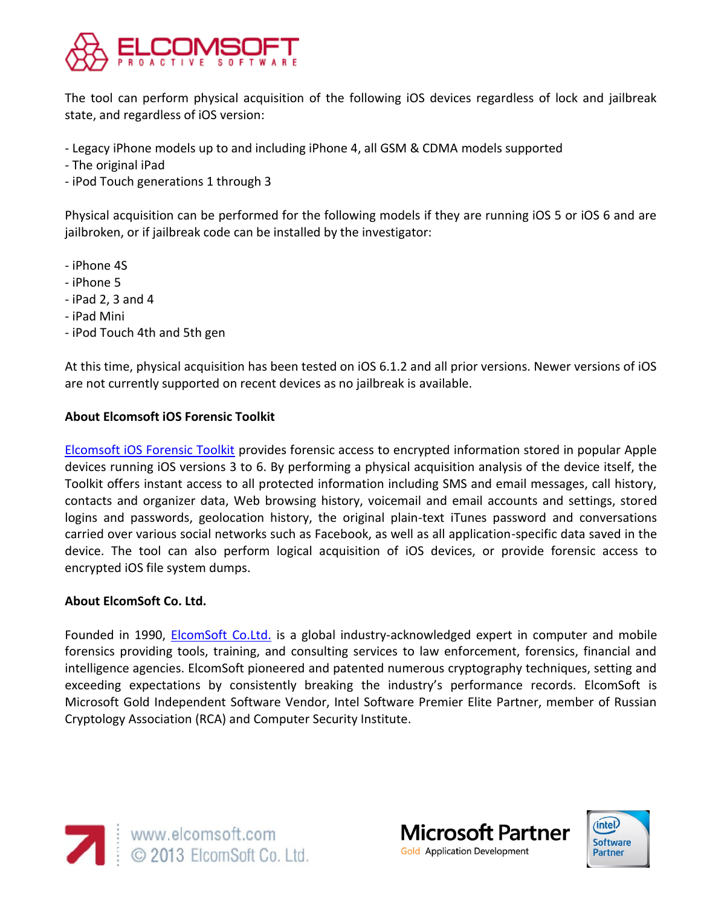The tool can perform physical acquisition of the following iOS devices regardless of lock and jailbreak state, and regardless of iOS version:

- Legacy iPhone models up to and including iPhone 4, all GSM & CDMA models supported
- The original iPad
- iPod Touch generations 1 through 3

Physical acquisition can be performed for the following models if they are running iOS 5 or iOS 6 and are jailbroken, or if jailbreak code can be installed by the investigator:

- iPhone 4S
- iPhone 5
- iPad 2, 3 and 4
- iPad Mini
- iPod Touch 4th and 5th gen

At this time, physical acquisition has been tested on iOS 6.1.2 and all prior versions. Newer versions of iOS are not currently supported on recent devices as no jailbreak is available.

**About Elcomsoft iOS Forensic Toolkit**

Elcomsoft iOS Forensic Toolkit provides forensic access to encrypted information stored in popular Apple devices running iOS versions 3 to 6. By performing a physical acquisition analysis of the device itself, the Toolkit offers instant access to all protected information including SMS and email messages, call history, contacts and organizer data, Web browsing history, voicemail and email accounts and settings, stored logins and passwords, geolocation history, the original plain-text iTunes password and conversations carried over various social networks such as Facebook, as well as all application-specific data saved in the device. The tool can also perform logical acquisition of iOS devices, or provide forensic access to encrypted iOS file system dumps.

**About ElcomSoft Co. Ltd.**

Founded in 1990, ElcomSoft Co.Ltd. is a global industry-acknowledged expert in computer and mobile forensics providing tools, training, and consulting services to law enforcement, forensics, financial and intelligence agencies. ElcomSoft pioneered and patented numerous cryptography techniques, setting and exceeding expectations by consistently breaking the industry's performance records. ElcomSoft is Microsoft Gold Independent Software Vendor, Intel Software Premier Elite Partner, member of Russian Cryptology Association (RCA) and Computer Security Institute.